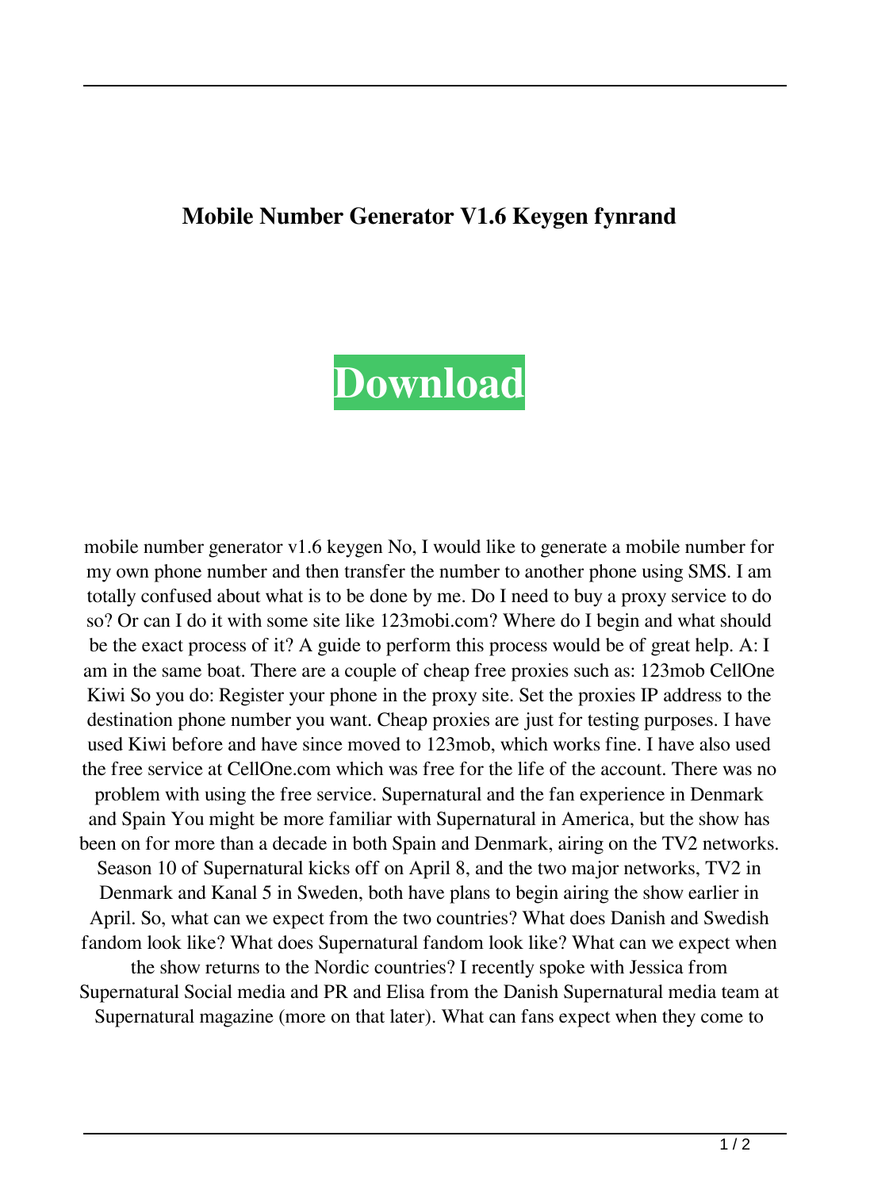# Mobile Number Generator V1.6 Keygen fynrand

**Download**

mobile number generator v1.6 keygen No, I would like to generate a mobile number for my own phone number and then transfer the number to another phone using SMS. I am totally confused about what is to be done by me. Do I need to buy a proxy service to do so? Or can I do it with some site like 123mobi.com? Where do I begin and what should be the exact process of it? A guide to perform this process would be of great help. A: I am in the same boat. There a couple of cheap free proxies such as: 123mob CellOne Kiwi So you do: Register your phone in the proxy site. Set the proxies IP address to the destination phone number you want. Cheap proxies are just for testing purposes. I have used Kiwi before and have since moved to 123mob, which works fine. I have also used the free service at CellOne.com which was free for the life of the account. There was no problem with using the free service. Supernatural and the fan experience in Denmark and Spain You might be more familiar with Supernatural in America, but the show has been on for more than a decade in both Spain and Denmark, airing on the TV2 networks. Season 10 of Supernatural kicks off on April 8, and the two major networks, TV2 in Denmark and Kanal 5 in Sweden, both have plans to begin airing the show earlier in April. So, what can we expect from the two countries? What does Danish and Swedish fandom look like? What does Supernatural fandom look like? What can we expect when the show returns to the Nordic countries? I recently spoke with Jessica from Supernatural Social media and PR and Elisa from the Danish Supernatural media team at Supernatural magazine (more on that later). What can fans expect when they come to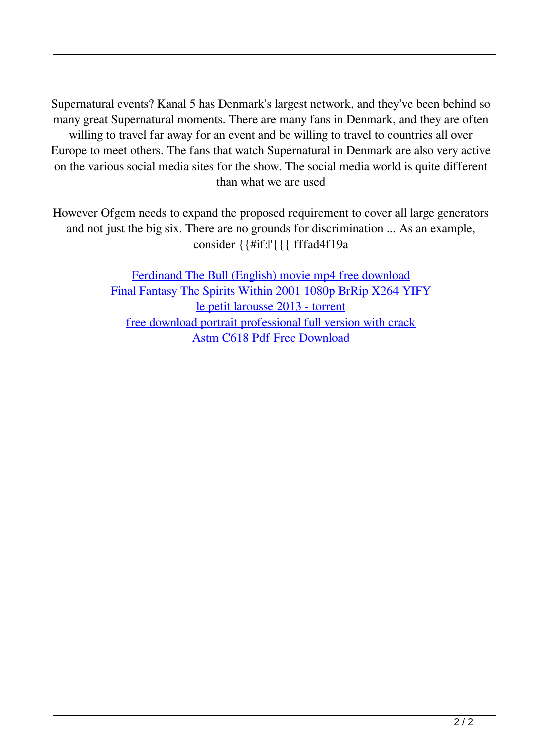Supernatural events? Kanal 5 has Denmark's largest network, and they've been behind so many great Supernatural moments. There are many fans in Denmark, and they are often willing to travel far away for an event and be willing to travel to countries all over Europe to meet others. The fans that watch Supernatural in Denmark are also very active on the various social media sites for the show. The social media world is quite different than what we are used

However Ofgem needs to expand the proposed requirement to cover all large generators and not just the big six. There are no grounds for discrimination ... As an example, consider {{#if:|'{{{ fffad4f19a

Ferdinand The Bull (English) movie mp4 free download
Final Fantasy The Spirits Within 2001 1080p BrRip X264 YIFY
le petit larousse 2013 - torrent
free download portrait professional full version with crack
Astm C618 Pdf Free Download